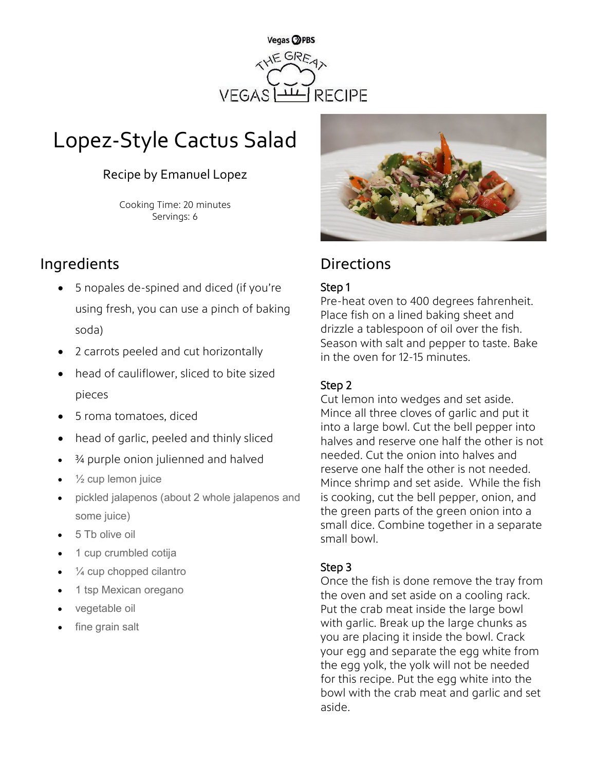# Lopez-Style Cactus Salad

Recipe by Emanuel Lopez

Cooking Time: 20 minutes
Servings: 6

## Ingredients

- 5 nopales de-spined and diced (if you're using fresh, you can use a pinch of baking soda)
- 2 carrots peeled and cut horizontally
- head of cauliflower, sliced to bite sized pieces
- 5 roma tomatoes, diced
- head of garlic, peeled and thinly sliced
- ¾ purple onion julienned and halved
- ½ cup lemon juice
- pickled jalapenos (about 2 whole jalapenos and some juice)
- 5 Tb olive oil
- 1 cup crumbled cotija
- ¼ cup chopped cilantro
- 1 tsp Mexican oregano
- vegetable oil
- fine grain salt

## Directions

### Step 1

Pre-heat oven to 400 degrees fahrenheit. Place fish on a lined baking sheet and drizzle a tablespoon of oil over the fish. Season with salt and pepper to taste. Bake in the oven for 12-15 minutes.

### Step 2

Cut lemon into wedges and set aside. Mince all three cloves of garlic and put it into a large bowl. Cut the bell pepper into halves and reserve one half the other is not needed. Cut the onion into halves and reserve one half the other is not needed. Mince shrimp and set aside. While the fish is cooking, cut the bell pepper, onion, and the green parts of the green onion into a small dice. Combine together in a separate small bowl.

### Step 3

Once the fish is done remove the tray from the oven and set aside on a cooling rack. Put the crab meat inside the large bowl with garlic. Break up the large chunks as you are placing it inside the bowl. Crack your egg and separate the egg white from the egg yolk, the yolk will not be needed for this recipe. Put the egg white into the bowl with the crab meat and garlic and set aside.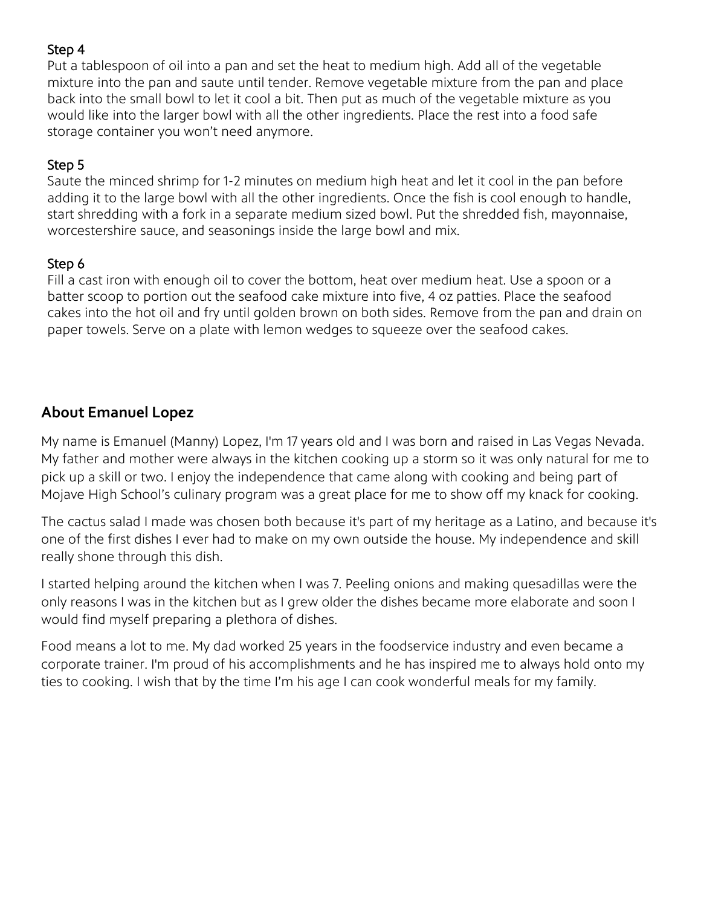### Step 4

Put a tablespoon of oil into a pan and set the heat to medium high. Add all of the vegetable mixture into the pan and saute until tender. Remove vegetable mixture from the pan and place back into the small bowl to let it cool a bit. Then put as much of the vegetable mixture as you would like into the larger bowl with all the other ingredients. Place the rest into a food safe storage container you won't need anymore.

### Step 5

Saute the minced shrimp for 1-2 minutes on medium high heat and let it cool in the pan before adding it to the large bowl with all the other ingredients. Once the fish is cool enough to handle, start shredding with a fork in a separate medium sized bowl. Put the shredded fish, mayonnaise, worcestershire sauce, and seasonings inside the large bowl and mix.

### Step 6

Fill a cast iron with enough oil to cover the bottom, heat over medium heat. Use a spoon or a batter scoop to portion out the seafood cake mixture into five, 4 oz patties. Place the seafood cakes into the hot oil and fry until golden brown on both sides. Remove from the pan and drain on paper towels. Serve on a plate with lemon wedges to squeeze over the seafood cakes.

## About Emanuel Lopez

My name is Emanuel (Manny) Lopez, I'm 17 years old and I was born and raised in Las Vegas Nevada. My father and mother were always in the kitchen cooking up a storm so it was only natural for me to pick up a skill or two. I enjoy the independence that came along with cooking and being part of Mojave High School's culinary program was a great place for me to show off my knack for cooking.

The cactus salad I made was chosen both because it's part of my heritage as a Latino, and because it's one of the first dishes I ever had to make on my own outside the house. My independence and skill really shone through this dish.

I started helping around the kitchen when I was 7. Peeling onions and making quesadillas were the only reasons I was in the kitchen but as I grew older the dishes became more elaborate and soon I would find myself preparing a plethora of dishes.

Food means a lot to me. My dad worked 25 years in the foodservice industry and even became a corporate trainer. I'm proud of his accomplishments and he has inspired me to always hold onto my ties to cooking. I wish that by the time I'm his age I can cook wonderful meals for my family.